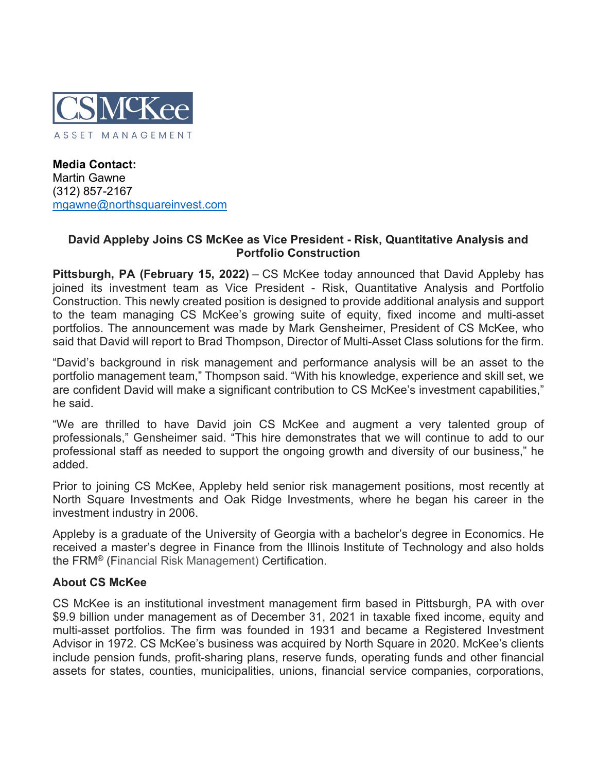CS McKee
ASSET MANAGEMENT

**Media Contact:**
Martin Gawne
(312) 857-2167
mgawne@northsquareinvest.com

## David Appleby Joins CS McKee as Vice President - Risk, Quantitative Analysis and Portfolio Construction

**Pittsburgh, PA (February 15, 2022)** – CS McKee today announced that David Appleby has joined its investment team as Vice President - Risk, Quantitative Analysis and Portfolio Construction. This newly created position is designed to provide additional analysis and support to the team managing CS McKee's growing suite of equity, fixed income and multi-asset portfolios. The announcement was made by Mark Gensheimer, President of CS McKee, who said that David will report to Brad Thompson, Director of Multi-Asset Class solutions for the firm.

"David's background in risk management and performance analysis will be an asset to the portfolio management team," Thompson said. "With his knowledge, experience and skill set, we are confident David will make a significant contribution to CS McKee's investment capabilities," he said.

"We are thrilled to have David join CS McKee and augment a very talented group of professionals," Gensheimer said. "This hire demonstrates that we will continue to add to our professional staff as needed to support the ongoing growth and diversity of our business," he added.

Prior to joining CS McKee, Appleby held senior risk management positions, most recently at North Square Investments and Oak Ridge Investments, where he began his career in the investment industry in 2006.

Appleby is a graduate of the University of Georgia with a bachelor's degree in Economics. He received a master's degree in Finance from the Illinois Institute of Technology and also holds the FRM® (Financial Risk Management) Certification.

**About CS McKee**

CS McKee is an institutional investment management firm based in Pittsburgh, PA with over $9.9 billion under management as of December 31, 2021 in taxable fixed income, equity and multi-asset portfolios. The firm was founded in 1931 and became a Registered Investment Advisor in 1972. CS McKee's business was acquired by North Square in 2020. McKee's clients include pension funds, profit-sharing plans, reserve funds, operating funds and other financial assets for states, counties, municipalities, unions, financial service companies, corporations,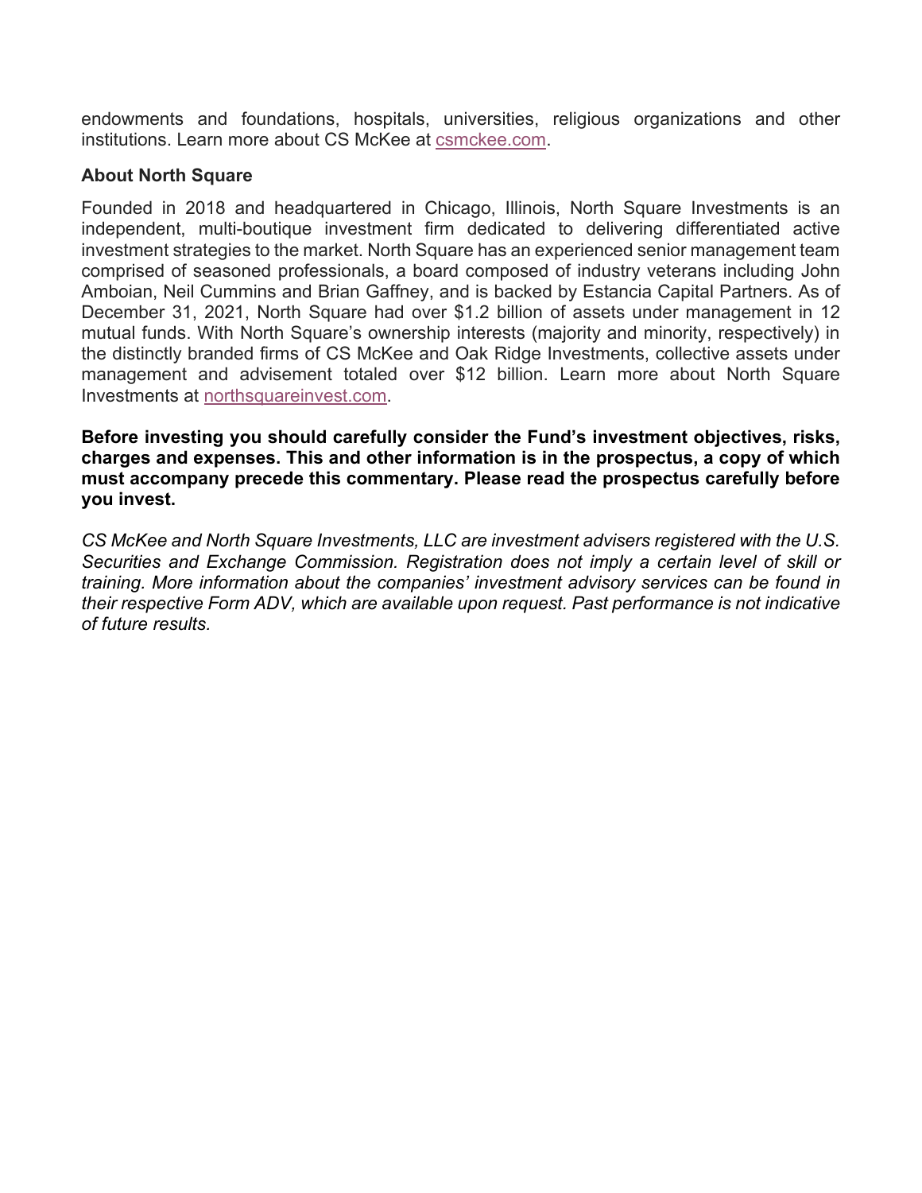endowments and foundations, hospitals, universities, religious organizations and other institutions. Learn more about CS McKee at [csmckee.com](csmckee.com).

**About North Square**

Founded in 2018 and headquartered in Chicago, Illinois, North Square Investments is an independent, multi-boutique investment firm dedicated to delivering differentiated active investment strategies to the market. North Square has an experienced senior management team comprised of seasoned professionals, a board composed of industry veterans including John Amboian, Neil Cummins and Brian Gaffney, and is backed by Estancia Capital Partners. As of December 31, 2021, North Square had over $1.2 billion of assets under management in 12 mutual funds. With North Square's ownership interests (majority and minority, respectively) in the distinctly branded firms of CS McKee and Oak Ridge Investments, collective assets under management and advisement totaled over $12 billion. Learn more about North Square Investments at [northsquareinvest.com](northsquareinvest.com).

**Before investing you should carefully consider the Fund's investment objectives, risks, charges and expenses. This and other information is in the prospectus, a copy of which must accompany precede this commentary. Please read the prospectus carefully before you invest.**

*CS McKee and North Square Investments, LLC are investment advisers registered with the U.S. Securities and Exchange Commission. Registration does not imply a certain level of skill or training. More information about the companies' investment advisory services can be found in their respective Form ADV, which are available upon request. Past performance is not indicative of future results.*